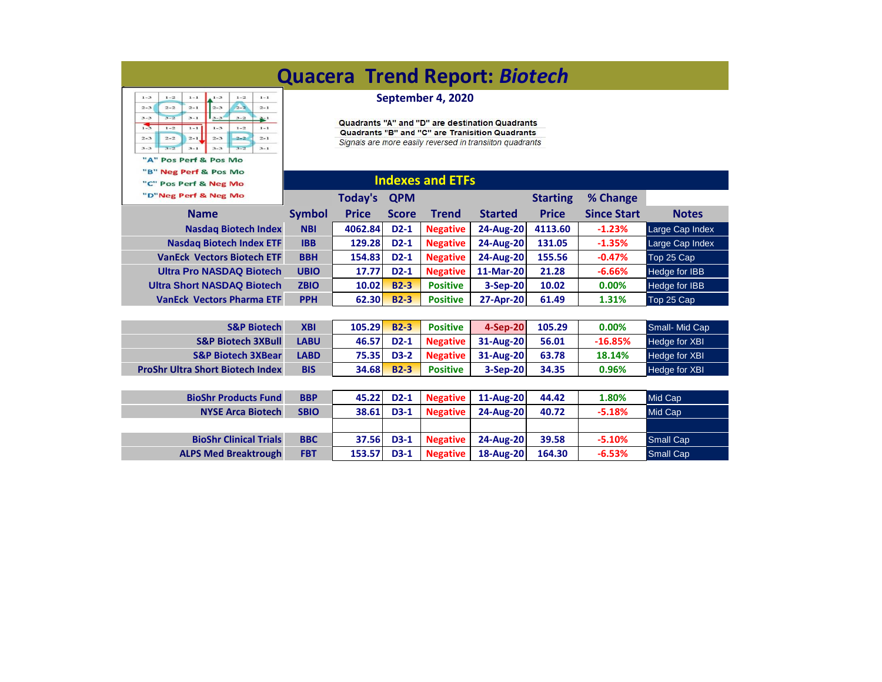# Quacera Trend Report: *Biotech*

**September 4, 2020**

"A" Pos Perf & Pos Mo
"B" Neg Perf & Pos Mo
"C" Pos Perf & Neg Mo
"D" Neg Perf & Neg Mo

Quadrants "A" and "D" are destination Quadrants
Quadrants "B" and "C" are Tranisition Quadrants
*Signals are more easily reversed in transiiton quadrants*

## Indexes and ETFs

| Name | Symbol | Today's Price | QPM Score | Trend | Started | Starting Price | % Change Since Start | Notes |
|---|---|---|---|---|---|---|---|---|
| Nasdaq Biotech Index | NBI | 4062.84 | D2-1 | Negative | 24-Aug-20 | 4113.60 | -1.23% | Large Cap Index |
| Nasdaq Biotech Index ETF | IBB | 129.28 | D2-1 | Negative | 24-Aug-20 | 131.05 | -1.35% | Large Cap Index |
| VanEck Vectors Biotech ETF | BBH | 154.83 | D2-1 | Negative | 24-Aug-20 | 155.56 | -0.47% | Top 25 Cap |
| Ultra Pro NASDAQ Biotech | UBIO | 17.77 | D2-1 | Negative | 11-Mar-20 | 21.28 | -6.66% | Hedge for IBB |
| Ultra Short NASDAQ Biotech | ZBIO | 10.02 | B2-3 | Positive | 3-Sep-20 | 10.02 | 0.00% | Hedge for IBB |
| VanEck Vectors Pharma ETF | PPH | 62.30 | B2-3 | Positive | 27-Apr-20 | 61.49 | 1.31% | Top 25 Cap |
| | | | | | | | | |
| S&P Biotech | XBI | 105.29 | B2-3 | Positive | 4-Sep-20 | 105.29 | 0.00% | Small- Mid Cap |
| S&P Biotech 3XBull | LABU | 46.57 | D2-1 | Negative | 31-Aug-20 | 56.01 | -16.85% | Hedge for XBI |
| S&P Biotech 3XBear | LABD | 75.35 | D3-2 | Negative | 31-Aug-20 | 63.78 | 18.14% | Hedge for XBI |
| ProShr Ultra Short Biotech Index | BIS | 34.68 | B2-3 | Positive | 3-Sep-20 | 34.35 | 0.96% | Hedge for XBI |
| | | | | | | | | |
| BioShr Products Fund | BBP | 45.22 | D2-1 | Negative | 11-Aug-20 | 44.42 | 1.80% | Mid Cap |
| NYSE Arca Biotech | SBIO | 38.61 | D3-1 | Negative | 24-Aug-20 | 40.72 | -5.18% | Mid Cap |
| | | | | | | | | |
| BioShr Clinical Trials | BBC | 37.56 | D3-1 | Negative | 24-Aug-20 | 39.58 | -5.10% | Small Cap |
| ALPS Med Breaktrough | FBT | 153.57 | D3-1 | Negative | 18-Aug-20 | 164.30 | -6.53% | Small Cap |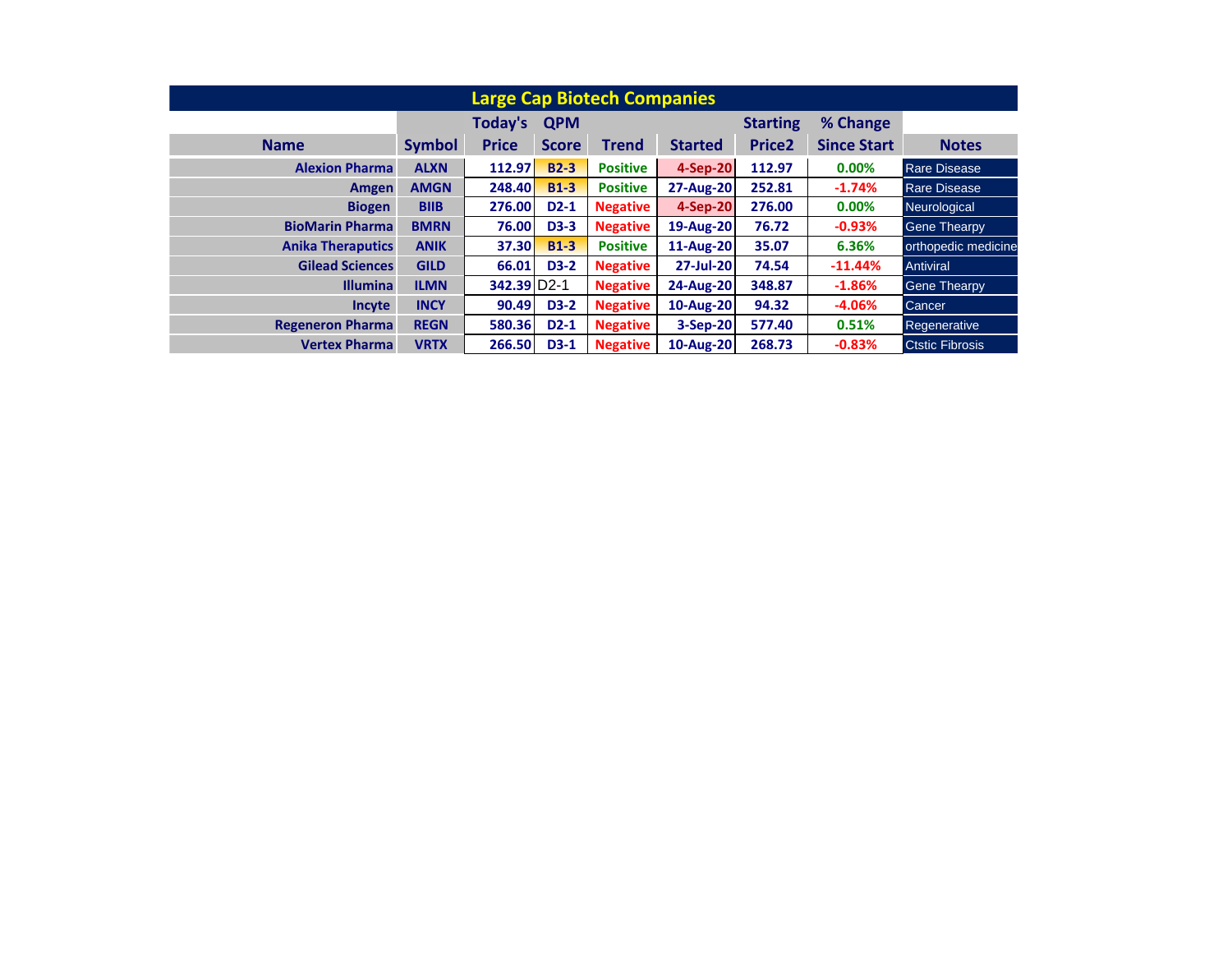## Large Cap Biotech Companies

| Name | Symbol | Today's Price | QPM Score | Trend | Started | Starting Price2 | % Change Since Start | Notes |
|---|---|---|---|---|---|---|---|---|
| Alexion Pharma | ALXN | 112.97 | B2-3 | Positive | 4-Sep-20 | 112.97 | 0.00% | Rare Disease |
| Amgen | AMGN | 248.40 | B1-3 | Positive | 27-Aug-20 | 252.81 | -1.74% | Rare Disease |
| Biogen | BIIB | 276.00 | D2-1 | Negative | 4-Sep-20 | 276.00 | 0.00% | Neurological |
| BioMarin Pharma | BMRN | 76.00 | D3-3 | Negative | 19-Aug-20 | 76.72 | -0.93% | Gene Thearpy |
| Anika Theraputics | ANIK | 37.30 | B1-3 | Positive | 11-Aug-20 | 35.07 | 6.36% | orthopedic medicine |
| Gilead Sciences | GILD | 66.01 | D3-2 | Negative | 27-Jul-20 | 74.54 | -11.44% | Antiviral |
| Illumina | ILMN | 342.39 | D2-1 | Negative | 24-Aug-20 | 348.87 | -1.86% | Gene Thearpy |
| Incyte | INCY | 90.49 | D3-2 | Negative | 10-Aug-20 | 94.32 | -4.06% | Cancer |
| Regeneron Pharma | REGN | 580.36 | D2-1 | Negative | 3-Sep-20 | 577.40 | 0.51% | Regenerative |
| Vertex Pharma | VRTX | 266.50 | D3-1 | Negative | 10-Aug-20 | 268.73 | -0.83% | Ctstic Fibrosis |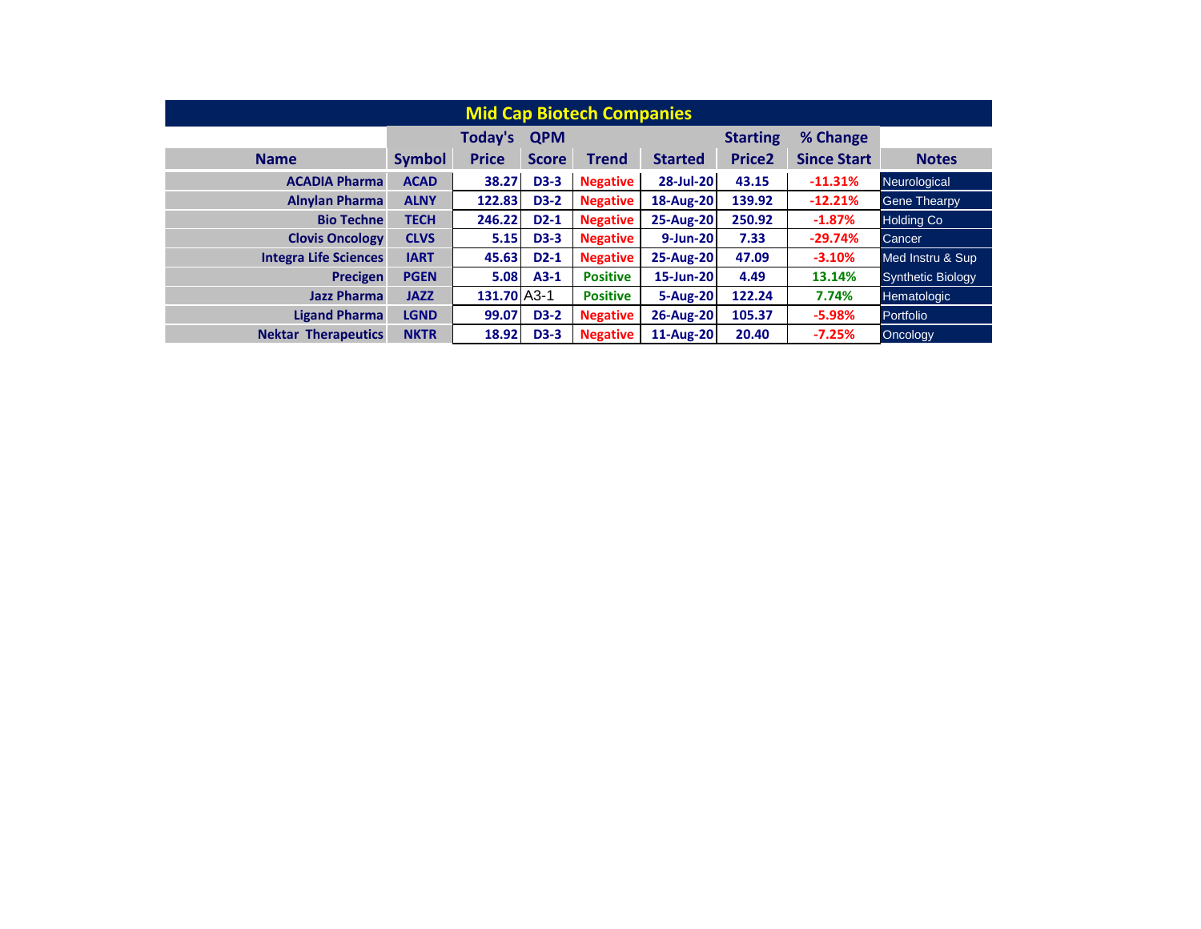## Mid Cap Biotech Companies

| Name | Symbol | Today's Price | QPM Score | Trend | Started | Starting Price2 | % Change Since Start | Notes |
|---|---|---|---|---|---|---|---|---|
| ACADIA Pharma | ACAD | 38.27 | D3-3 | Negative | 28-Jul-20 | 43.15 | -11.31% | Neurological |
| Alnylan Pharma | ALNY | 122.83 | D3-2 | Negative | 18-Aug-20 | 139.92 | -12.21% | Gene Thearpy |
| Bio Techne | TECH | 246.22 | D2-1 | Negative | 25-Aug-20 | 250.92 | -1.87% | Holding Co |
| Clovis Oncology | CLVS | 5.15 | D3-3 | Negative | 9-Jun-20 | 7.33 | -29.74% | Cancer |
| Integra Life Sciences | IART | 45.63 | D2-1 | Negative | 25-Aug-20 | 47.09 | -3.10% | Med Instru & Sup |
| Precigen | PGEN | 5.08 | A3-1 | Positive | 15-Jun-20 | 4.49 | 13.14% | Synthetic Biology |
| Jazz Pharma | JAZZ | 131.70 | A3-1 | Positive | 5-Aug-20 | 122.24 | 7.74% | Hematologic |
| Ligand Pharma | LGND | 99.07 | D3-2 | Negative | 26-Aug-20 | 105.37 | -5.98% | Portfolio |
| Nektar Therapeutics | NKTR | 18.92 | D3-3 | Negative | 11-Aug-20 | 20.40 | -7.25% | Oncology |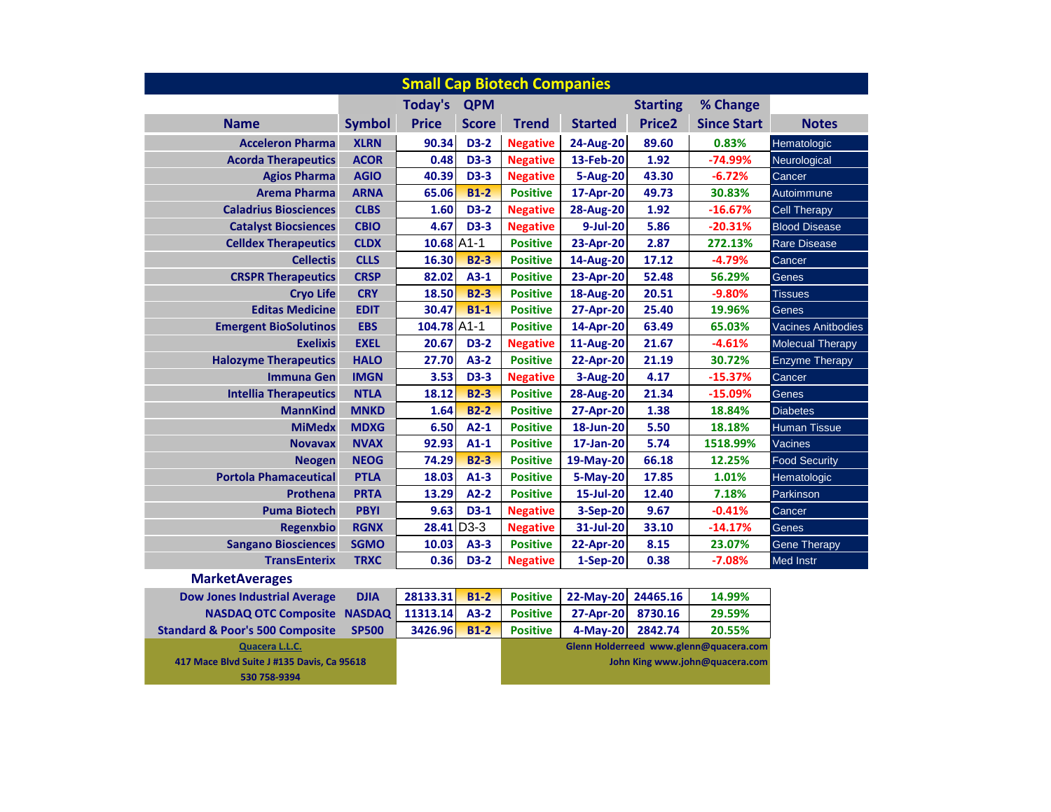# Small Cap Biotech Companies

| Name | Symbol | Today's Price | QPM Score | Trend | Started | Starting Price2 | % Change Since Start | Notes |
|---|---|---|---|---|---|---|---|---|
| Acceleron Pharma | XLRN | 90.34 | D3-2 | Negative | 24-Aug-20 | 89.60 | 0.83% | Hematologic |
| Acorda Therapeutics | ACOR | 0.48 | D3-3 | Negative | 13-Feb-20 | 1.92 | -74.99% | Neurological |
| Agios Pharma | AGIO | 40.39 | D3-3 | Negative | 5-Aug-20 | 43.30 | -6.72% | Cancer |
| Arema Pharma | ARNA | 65.06 | B1-2 | Positive | 17-Apr-20 | 49.73 | 30.83% | Autoimmune |
| Caladrius Biosciences | CLBS | 1.60 | D3-2 | Negative | 28-Aug-20 | 1.92 | -16.67% | Cell Therapy |
| Catalyst Biocsiences | CBIO | 4.67 | D3-3 | Negative | 9-Jul-20 | 5.86 | -20.31% | Blood Disease |
| Celldex Therapeutics | CLDX | 10.68 | A1-1 | Positive | 23-Apr-20 | 2.87 | 272.13% | Rare Disease |
| Cellectis | CLLS | 16.30 | B2-3 | Positive | 14-Aug-20 | 17.12 | -4.79% | Cancer |
| CRSPR Therapeutics | CRSP | 82.02 | A3-1 | Positive | 23-Apr-20 | 52.48 | 56.29% | Genes |
| Cryo Life | CRY | 18.50 | B2-3 | Positive | 18-Aug-20 | 20.51 | -9.80% | Tissues |
| Editas Medicine | EDIT | 30.47 | B1-1 | Positive | 27-Apr-20 | 25.40 | 19.96% | Genes |
| Emergent BioSolutinos | EBS | 104.78 | A1-1 | Positive | 14-Apr-20 | 63.49 | 65.03% | Vacines Anitbodies |
| Exelixis | EXEL | 20.67 | D3-2 | Negative | 11-Aug-20 | 21.67 | -4.61% | Molecual Therapy |
| Halozyme Therapeutics | HALO | 27.70 | A3-2 | Positive | 22-Apr-20 | 21.19 | 30.72% | Enzyme Therapy |
| Immuna Gen | IMGN | 3.53 | D3-3 | Negative | 3-Aug-20 | 4.17 | -15.37% | Cancer |
| Intellia Therapeutics | NTLA | 18.12 | B2-3 | Positive | 28-Aug-20 | 21.34 | -15.09% | Genes |
| MannKind | MNKD | 1.64 | B2-2 | Positive | 27-Apr-20 | 1.38 | 18.84% | Diabetes |
| MiMedx | MDXG | 6.50 | A2-1 | Positive | 18-Jun-20 | 5.50 | 18.18% | Human Tissue |
| Novavax | NVAX | 92.93 | A1-1 | Positive | 17-Jan-20 | 5.74 | 1518.99% | Vacines |
| Neogen | NEOG | 74.29 | B2-3 | Positive | 19-May-20 | 66.18 | 12.25% | Food Security |
| Portola Pharmaceutical | PTLA | 18.03 | A1-3 | Positive | 5-May-20 | 17.85 | 1.01% | Hematologic |
| Prothena | PRTA | 13.29 | A2-2 | Positive | 15-Jul-20 | 12.40 | 7.18% | Parkinson |
| Puma Biotech | PBYI | 9.63 | D3-1 | Negative | 3-Sep-20 | 9.67 | -0.41% | Cancer |
| Regenxbio | RGNX | 28.41 | D3-3 | Negative | 31-Jul-20 | 33.10 | -14.17% | Genes |
| Sangano Biosciences | SGMO | 10.03 | A3-3 | Positive | 22-Apr-20 | 8.15 | 23.07% | Gene Therapy |
| TransEnterix | TRXC | 0.36 | D3-2 | Negative | 1-Sep-20 | 0.38 | -7.08% | Med Instr |

## MarketAverages

| Name | Symbol | Today's Price | QPM Score | Trend | Started | Starting Price2 | % Change Since Start |
|---|---|---|---|---|---|---|---|
| Dow Jones Industrial Average | DJIA | 28133.31 | B1-2 | Positive | 22-May-20 | 24465.16 | 14.99% |
| NASDAQ OTC Composite | NASDAQ | 11313.14 | A3-2 | Positive | 27-Apr-20 | 8730.16 | 29.59% |
| Standard & Poor's 500 Composite | SP500 | 3426.96 | B1-2 | Positive | 4-May-20 | 2842.74 | 20.55% |

Quacera L.L.C.
417 Mace Blvd Suite J #135 Davis, Ca 95618
530 758-9394

Glenn Holderreed www.glenn@quacera.com
John King www.john@quacera.com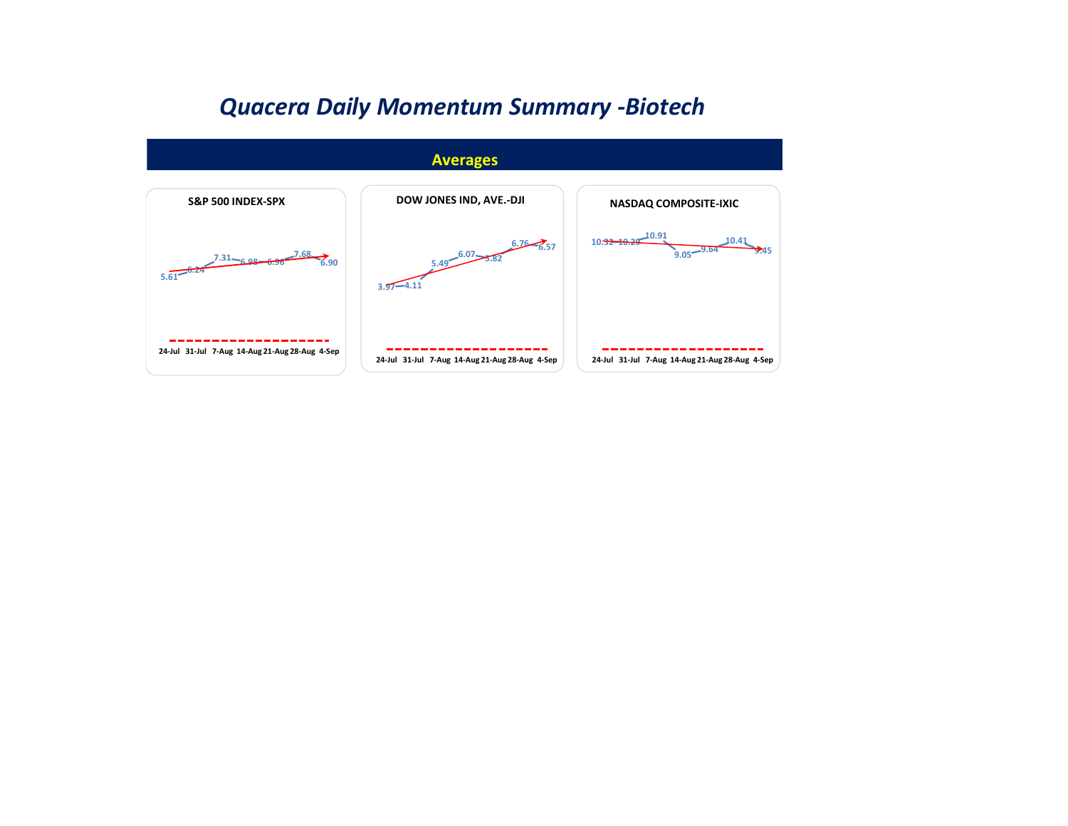# *Quacera Daily Momentum Summary -Biotech*

## Averages

### S&P 500 INDEX-SPX

| 24-Jul | 31-Jul | 7-Aug | 14-Aug | 21-Aug | 28-Aug | 4-Sep |
|---|---|---|---|---|---|---|
| 5.61 | 6.24 | 7.31 | 6.98 | 6.96 | 7.68 | 6.90 |

### DOW JONES IND, AVE.-DJI

| 24-Jul | 31-Jul | 7-Aug | 14-Aug | 21-Aug | 28-Aug | 4-Sep |
|---|---|---|---|---|---|---|
| 3.97 | 4.11 | 5.49 | 6.07 | 5.82 | 6.76 | 6.57 |

### NASDAQ COMPOSITE-IXIC

| 24-Jul | 31-Jul | 7-Aug | 14-Aug | 21-Aug | 28-Aug | 4-Sep |
|---|---|---|---|---|---|---|
| 10.32 | 10.29 | 10.91 | 9.05 | 9.64 | 10.41 | 9.45 |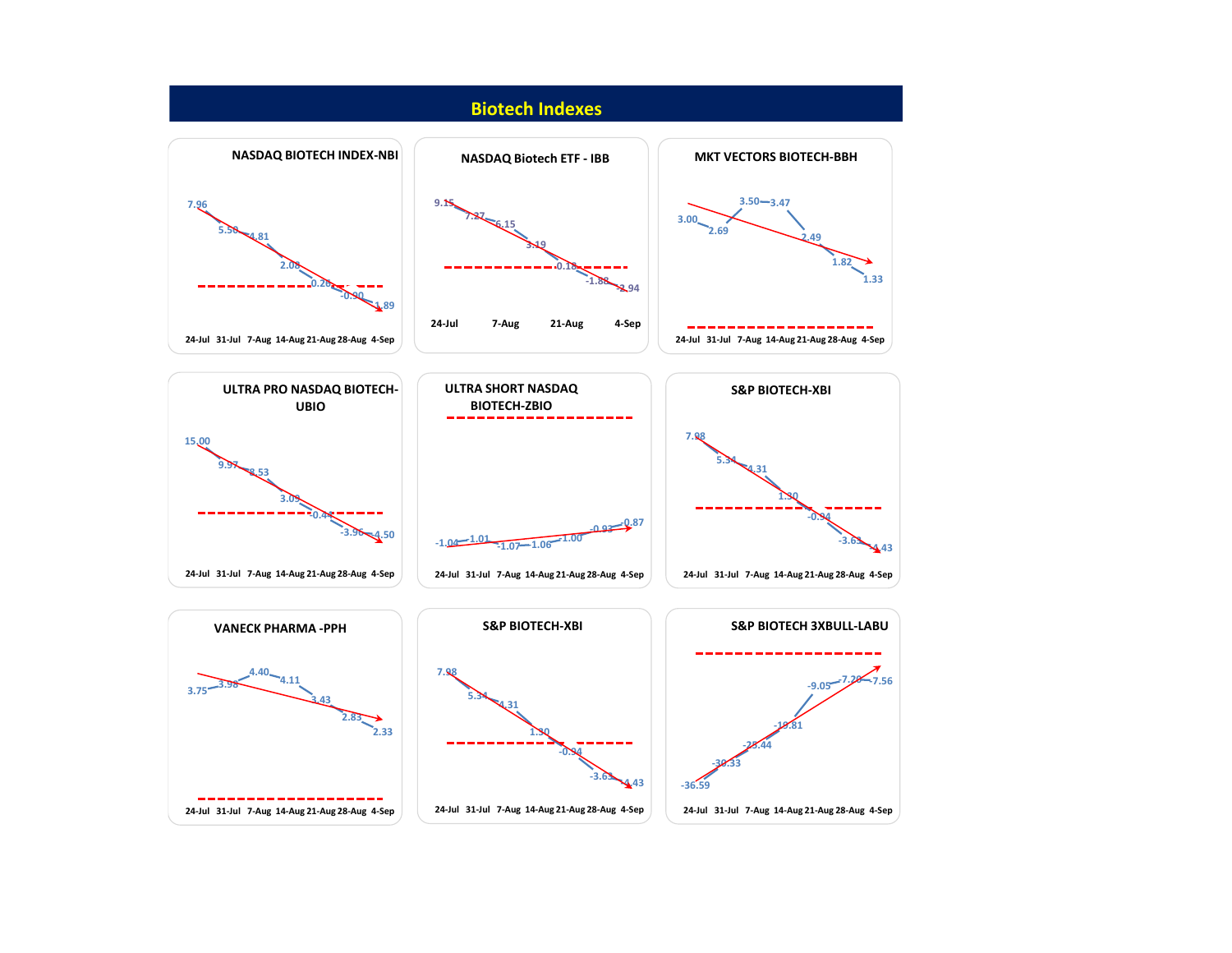# Biotech Indexes

### NASDAQ BIOTECH INDEX-NBI

| 24-Jul | 31-Jul | 7-Aug | 14-Aug | 21-Aug | 28-Aug | 4-Sep |
|---|---|---|---|---|---|---|
| 7.96 | 5.50 | 4.81 | 2.08 | 0.26 | -0.90 | -1.89 |

### NASDAQ Biotech ETF - IBB

| 24-Jul | | 7-Aug | | 21-Aug | | 4-Sep |
|---|---|---|---|---|---|---|
| 9.15 | 7.27 | 6.15 | 3.19 | 0.18 | -1.88 | -2.94 |

### MKT VECTORS BIOTECH-BBH

| 24-Jul | 31-Jul | 7-Aug | 14-Aug | 21-Aug | 28-Aug | 4-Sep |
|---|---|---|---|---|---|---|
| 3.00 | 2.69 | 3.50 | 3.47 | 2.49 | 1.82 | 1.33 |

### ULTRA PRO NASDAQ BIOTECH-UBIO

| 24-Jul | 31-Jul | 7-Aug | 14-Aug | 21-Aug | 28-Aug | 4-Sep |
|---|---|---|---|---|---|---|
| 15.00 | 9.97 | 8.53 | 3.09 | -0.44 | -3.96 | -4.50 |

### ULTRA SHORT NASDAQ BIOTECH-ZBIO

| 24-Jul | 31-Jul | 7-Aug | 14-Aug | 21-Aug | 28-Aug | 4-Sep |
|---|---|---|---|---|---|---|
| -1.04 | -1.01 | -1.07 | -1.06 | -1.00 | -0.93 | -0.87 |

### S&P BIOTECH-XBI

| 24-Jul | 31-Jul | 7-Aug | 14-Aug | 21-Aug | 28-Aug | 4-Sep |
|---|---|---|---|---|---|---|
| 7.98 | 5.34 | 4.31 | 1.30 | -0.94 | -3.63 | -4.43 |

### VANECK PHARMA -PPH

| 24-Jul | 31-Jul | 7-Aug | 14-Aug | 21-Aug | 28-Aug | 4-Sep |
|---|---|---|---|---|---|---|
| 3.75 | 3.98 | 4.40 | 4.11 | 3.43 | 2.83 | 2.33 |

### S&P BIOTECH-XBI

| 24-Jul | 31-Jul | 7-Aug | 14-Aug | 21-Aug | 28-Aug | 4-Sep |
|---|---|---|---|---|---|---|
| 7.98 | 5.34 | 4.31 | 1.30 | -0.94 | -3.63 | -4.43 |

### S&P BIOTECH 3XBULL-LABU

| 24-Jul | 31-Jul | 7-Aug | 14-Aug | 21-Aug | 28-Aug | 4-Sep |
|---|---|---|---|---|---|---|
| -36.59 | -30.33 | -25.44 | -19.81 | -9.05 | -7.20 | -7.56 |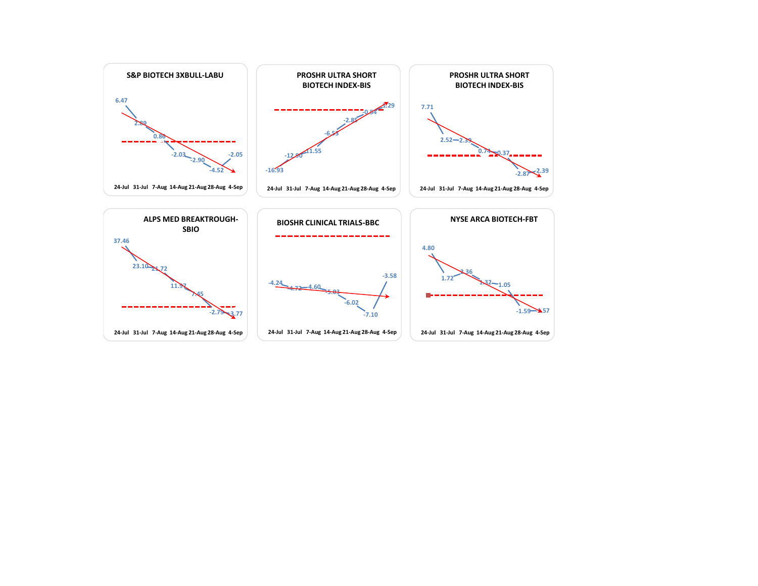**S&P BIOTECH 3XBULL-LABU**

| 24-Jul | 31-Jul | 7-Aug | 14-Aug | 21-Aug | 28-Aug | 4-Sep |
|---|---|---|---|---|---|---|
| 6.47 | 2.89 | 0.86 | -2.03 | -2.90 | -4.52 | -2.05 |

**PROSHR ULTRA SHORT BIOTECH INDEX-BIS**

| 24-Jul | 31-Jul | 7-Aug | 14-Aug | 21-Aug | 28-Aug | 4-Sep |
|---|---|---|---|---|---|---|
| -16.93 | -12.90 | -11.55 | -6.53 | -2.85 | -0.54 | 1.29 |

**PROSHR ULTRA SHORT BIOTECH INDEX-BIS**

| 24-Jul | 31-Jul | 7-Aug | 14-Aug | 21-Aug | 28-Aug | 4-Sep |
|---|---|---|---|---|---|---|
| 7.71 | 2.52 | 2.39 | 0.74 | 0.37 | -2.87 | -2.39 |

**ALPS MED BREAKTROUGH-SBIO**

| 24-Jul | 31-Jul | 7-Aug | 14-Aug | 21-Aug | 28-Aug | 4-Sep |
|---|---|---|---|---|---|---|
| 37.46 | 23.10 | 21.72 | 11.97 | 7.45 | -2.79 | -3.77 |

**BIOSHR CLINICAL TRIALS-BBC**

| 24-Jul | 31-Jul | 7-Aug | 14-Aug | 21-Aug | 28-Aug | 4-Sep |
|---|---|---|---|---|---|---|
| -4.24 | -4.72 | -4.60 | -5.03 | -6.02 | -7.10 | -3.58 |

**NYSE ARCA BIOTECH-FBT**

| 24-Jul | 31-Jul | 7-Aug | 14-Aug | 21-Aug | 28-Aug | 4-Sep |
|---|---|---|---|---|---|---|
| 4.80 | 1.72 | 3.36 | 1.32 | 1.05 | -1.59 | -1.57 |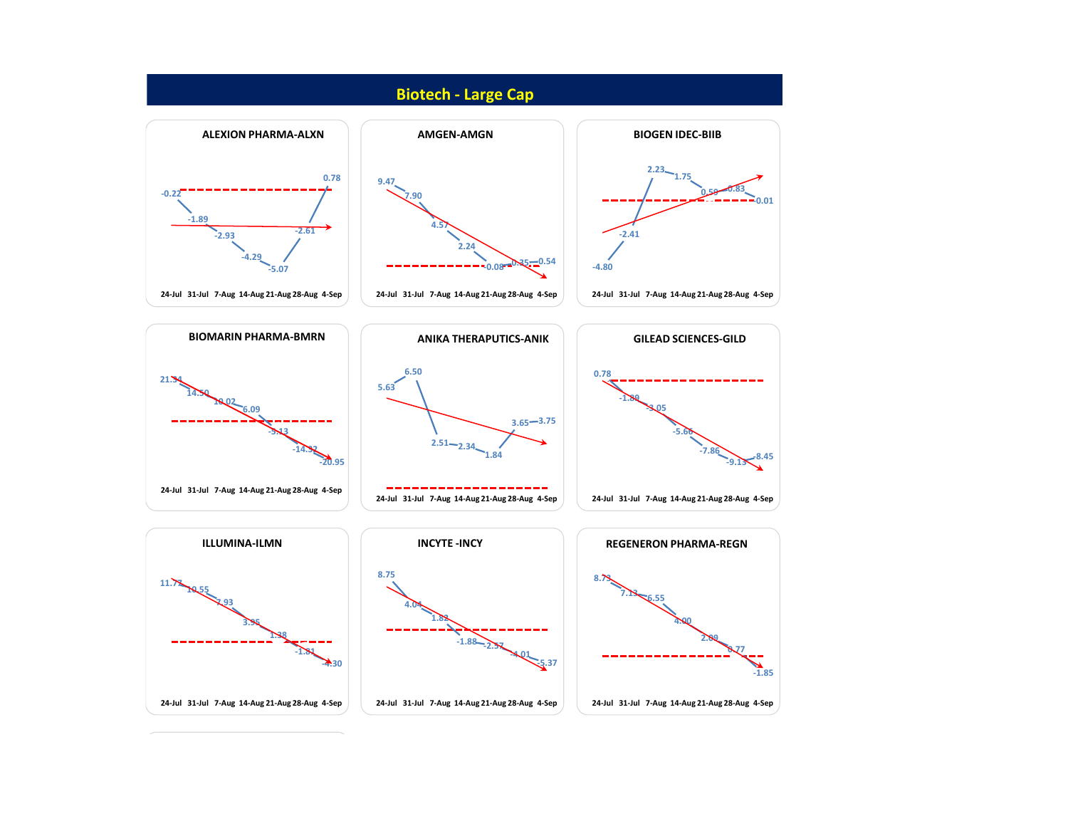# Biotech - Large Cap

### ALEXION PHARMA-ALXN

| 24-Jul | 31-Jul | 7-Aug | 14-Aug | 21-Aug | 28-Aug | 4-Sep |
|---|---|---|---|---|---|---|
| -0.22 | -1.89 | -2.93 | -4.29 | -5.07 | -2.61 | 0.78 |

### AMGEN-AMGN

| 24-Jul | 31-Jul | 7-Aug | 14-Aug | 21-Aug | 28-Aug | 4-Sep |
|---|---|---|---|---|---|---|
| 9.47 | 7.90 | 4.57 | 2.24 | -0.08 | 0.35 | 0.54 |

### BIOGEN IDEC-BIIB

| 24-Jul | 31-Jul | 7-Aug | 14-Aug | 21-Aug | 28-Aug | 4-Sep |
|---|---|---|---|---|---|---|
| -4.80 | -2.41 | 2.23 | 1.75 | 0.59 | 0.83 | -0.01 |

### BIOMARIN PHARMA-BMRN

| 24-Jul | 31-Jul | 7-Aug | 14-Aug | 21-Aug | 28-Aug | 4-Sep |
|---|---|---|---|---|---|---|
| 21.34 | 14.50 | 10.02 | 6.09 | -5.13 | -14.32 | -20.95 |

### ANIKA THERAPUTICS-ANIK

| 24-Jul | 31-Jul | 7-Aug | 14-Aug | 21-Aug | 28-Aug | 4-Sep |
|---|---|---|---|---|---|---|
| 5.63 | 6.50 | 2.51 | 2.34 | 1.84 | 3.65 | 3.75 |

### GILEAD SCIENCES-GILD

| 24-Jul | 31-Jul | 7-Aug | 14-Aug | 21-Aug | 28-Aug | 4-Sep |
|---|---|---|---|---|---|---|
| 0.78 | -1.89 | -3.05 | -5.66 | -7.86 | -9.13 | -8.45 |

### ILLUMINA-ILMN

| 24-Jul | 31-Jul | 7-Aug | 14-Aug | 21-Aug | 28-Aug | 4-Sep |
|---|---|---|---|---|---|---|
| 11.77 | 10.55 | 7.93 | 3.95 | 1.38 | -1.81 | -4.30 |

### INCYTE -INCY

| 24-Jul | 31-Jul | 7-Aug | 14-Aug | 21-Aug | 28-Aug | 4-Sep |
|---|---|---|---|---|---|---|
| 8.75 | 4.04 | 1.82 | -1.88 | -2.57 | -4.01 | -5.37 |

### REGENERON PHARMA-REGN

| 24-Jul | 31-Jul | 7-Aug | 14-Aug | 21-Aug | 28-Aug | 4-Sep |
|---|---|---|---|---|---|---|
| 8.73 | 7.13 | 6.55 | 4.00 | 2.09 | 0.77 | -1.85 |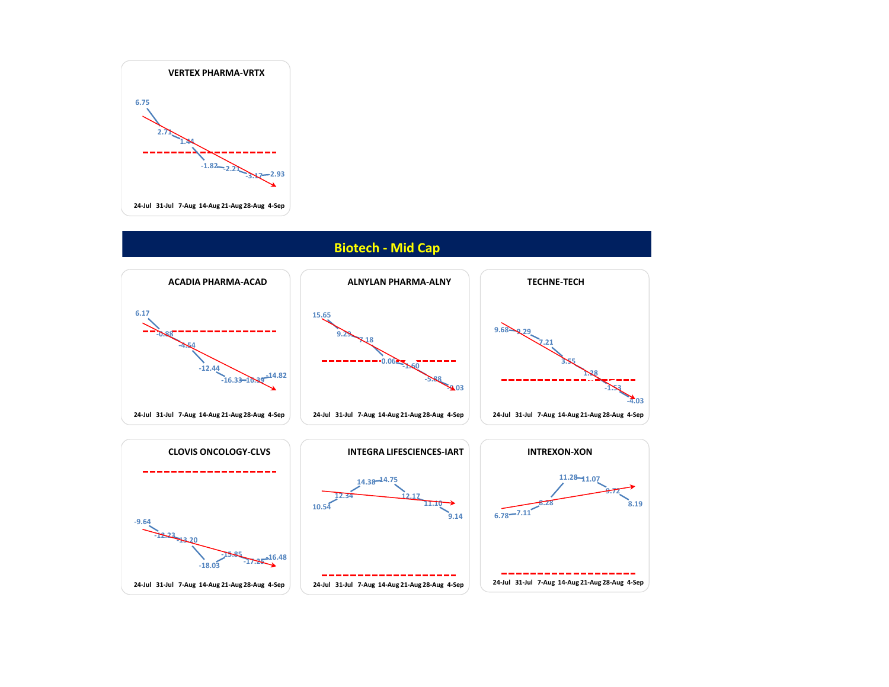### VERTEX PHARMA-VRTX

| 24-Jul | 31-Jul | 7-Aug | 14-Aug | 21-Aug | 28-Aug | 4-Sep |
|---|---|---|---|---|---|---|
| 6.75 | 2.71 | 1.44 | -1.82 | -2.21 | -3.17 | -2.93 |

## Biotech - Mid Cap

### ACADIA PHARMA-ACAD

| 24-Jul | 31-Jul | 7-Aug | 14-Aug | 21-Aug | 28-Aug | 4-Sep |
|---|---|---|---|---|---|---|
| 6.17 | -0.88 | -4.54 | -12.44 | -16.33 | -16.39 | -14.82 |

### ALNYLAN PHARMA-ALNY

| 24-Jul | 31-Jul | 7-Aug | 14-Aug | 21-Aug | 28-Aug | 4-Sep |
|---|---|---|---|---|---|---|
| 15.65 | 9.29 | 7.18 | 0.06 | -1.60 | -5.88 | -9.03 |

### TECHNE-TECH

| 24-Jul | 31-Jul | 7-Aug | 14-Aug | 21-Aug | 28-Aug | 4-Sep |
|---|---|---|---|---|---|---|
| 9.68 | 9.29 | 7.21 | 3.55 | 1.28 | -1.53 | -4.03 |

### CLOVIS ONCOLOGY-CLVS

| 24-Jul | 31-Jul | 7-Aug | 14-Aug | 21-Aug | 28-Aug | 4-Sep |
|---|---|---|---|---|---|---|
| -9.64 | -12.23 | -13.20 | -18.03 | -15.85 | -17.25 | -16.48 |

### INTEGRA LIFESCIENCES-IART

| 24-Jul | 31-Jul | 7-Aug | 14-Aug | 21-Aug | 28-Aug | 4-Sep |
|---|---|---|---|---|---|---|
| 10.54 | 12.34 | 14.38 | 14.75 | 12.17 | 11.10 | 9.14 |

### INTREXON-XON

| 24-Jul | 31-Jul | 7-Aug | 14-Aug | 21-Aug | 28-Aug | 4-Sep |
|---|---|---|---|---|---|---|
| 6.78 | 7.11 | 8.28 | 11.28 | 11.07 | 9.72 | 8.19 |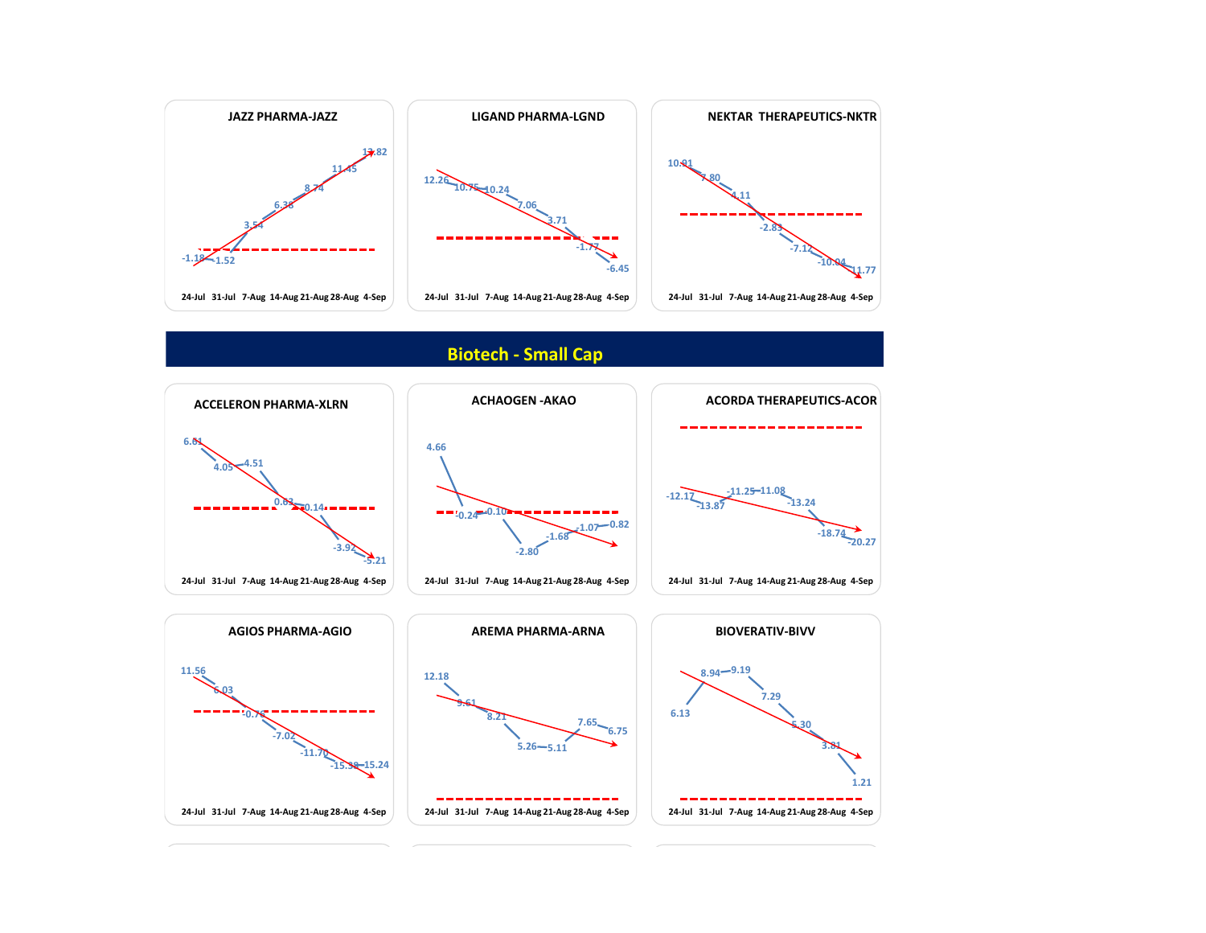### JAZZ PHARMA-JAZZ

| 24-Jul | 31-Jul | 7-Aug | 14-Aug | 21-Aug | 28-Aug | 4-Sep |
|---|---|---|---|---|---|---|
| -1.18 | -1.52 | 3.54 | 6.38 | 8.74 | 11.45 | 13.82 |

### LIGAND PHARMA-LGND

| 24-Jul | 31-Jul | 7-Aug | 14-Aug | 21-Aug | 28-Aug | 4-Sep |
|---|---|---|---|---|---|---|
| 12.26 | 10.75 | 10.24 | 7.06 | 3.71 | -1.77 | -6.45 |

### NEKTAR THERAPEUTICS-NKTR

| 24-Jul | 31-Jul | 7-Aug | 14-Aug | 21-Aug | 28-Aug | 4-Sep |
|---|---|---|---|---|---|---|
| 10.91 | 7.80 | 4.11 | -2.83 | -7.12 | -10.04 | -11.77 |

## Biotech - Small Cap

### ACCELERON PHARMA-XLRN

| 24-Jul | 31-Jul | 7-Aug | 14-Aug | 21-Aug | 28-Aug | 4-Sep |
|---|---|---|---|---|---|---|
| 6.61 | 4.05 | 4.51 | 0.63 | 0.14 | -3.92 | -5.21 |

### ACHAOGEN -AKAO

| 24-Jul | 31-Jul | 7-Aug | 14-Aug | 21-Aug | 28-Aug | 4-Sep |
|---|---|---|---|---|---|---|
| 4.66 | -0.24 | -0.10 | -2.80 | -1.68 | -1.07 | -0.82 |

### ACORDA THERAPEUTICS-ACOR

| 24-Jul | 31-Jul | 7-Aug | 14-Aug | 21-Aug | 28-Aug | 4-Sep |
|---|---|---|---|---|---|---|
| -12.17 | -13.87 | -11.25 | -11.08 | -13.24 | -18.74 | -20.27 |

### AGIOS PHARMA-AGIO

| 24-Jul | 31-Jul | 7-Aug | 14-Aug | 21-Aug | 28-Aug | 4-Sep |
|---|---|---|---|---|---|---|
| 11.56 | 6.03 | -0.76 | -7.02 | -11.70 | -15.38 | -15.24 |

### AREMA PHARMA-ARNA

| 24-Jul | 31-Jul | 7-Aug | 14-Aug | 21-Aug | 28-Aug | 4-Sep |
|---|---|---|---|---|---|---|
| 12.18 | 9.61 | 8.21 | 5.26 | 5.11 | 7.65 | 6.75 |

### BIOVERATIV-BIVV

| 24-Jul | 31-Jul | 7-Aug | 14-Aug | 21-Aug | 28-Aug | 4-Sep |
|---|---|---|---|---|---|---|
| 6.13 | 8.94 | 9.19 | 7.29 | 5.30 | 3.81 | 1.21 |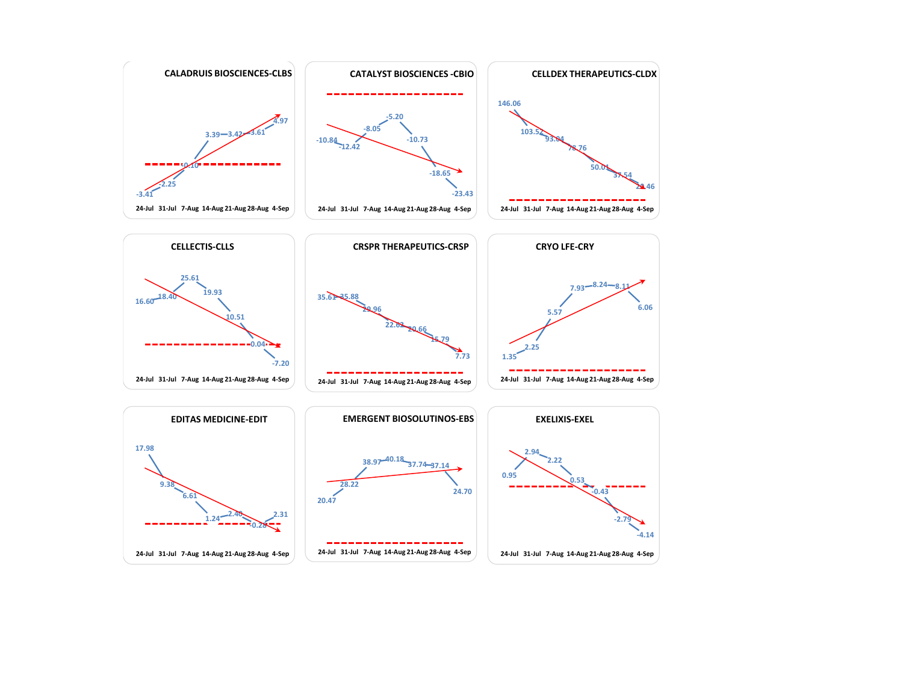### CALADRUIS BIOSCIENCES-CLBS

| 24-Jul | 31-Jul | 7-Aug | 14-Aug | 21-Aug | 28-Aug | 4-Sep |
|---|---|---|---|---|---|---|
| -3.41 | -2.25 | 0.10 | 3.39 | 3.42 | 3.61 | 4.97 |

### CATALYST BIOSCIENCES -CBIO

| 24-Jul | 31-Jul | 7-Aug | 14-Aug | 21-Aug | 28-Aug | 4-Sep |
|---|---|---|---|---|---|---|
| -10.84 | -12.42 | -8.05 | -5.20 | -10.73 | -18.65 | -23.43 |

### CELLDEX THERAPEUTICS-CLDX

| 24-Jul | 31-Jul | 7-Aug | 14-Aug | 21-Aug | 28-Aug | 4-Sep |
|---|---|---|---|---|---|---|
| 146.06 | 103.52 | 93.04 | 78.76 | 50.01 | 37.54 | 23.46 |

### CELLECTIS-CLLS

| 24-Jul | 31-Jul | 7-Aug | 14-Aug | 21-Aug | 28-Aug | 4-Sep |
|---|---|---|---|---|---|---|
| 16.60 | 18.40 | 25.61 | 19.93 | 10.51 | 0.04 | -7.20 |

### CRSPR THERAPEUTICS-CRSP

| 24-Jul | 31-Jul | 7-Aug | 14-Aug | 21-Aug | 28-Aug | 4-Sep |
|---|---|---|---|---|---|---|
| 35.61 | 35.88 | 29.96 | 22.62 | 20.66 | 15.79 | 7.73 |

### CRYO LFE-CRY

| 24-Jul | 31-Jul | 7-Aug | 14-Aug | 21-Aug | 28-Aug | 4-Sep |
|---|---|---|---|---|---|---|
| 1.35 | 2.25 | 5.57 | 7.93 | 8.24 | 8.11 | 6.06 |

### EDITAS MEDICINE-EDIT

| 24-Jul | 31-Jul | 7-Aug | 14-Aug | 21-Aug | 28-Aug | 4-Sep |
|---|---|---|---|---|---|---|
| 17.98 | 9.38 | 6.61 | 1.24 | 2.40 | -0.20 | 2.31 |

### EMERGENT BIOSOLUTINOS-EBS

| 24-Jul | 31-Jul | 7-Aug | 14-Aug | 21-Aug | 28-Aug | 4-Sep |
|---|---|---|---|---|---|---|
| 20.47 | 28.22 | 38.97 | 40.18 | 37.74 | 37.14 | 24.70 |

### EXELIXIS-EXEL

| 24-Jul | 31-Jul | 7-Aug | 14-Aug | 21-Aug | 28-Aug | 4-Sep |
|---|---|---|---|---|---|---|
| 0.95 | 2.94 | 2.22 | 0.53 | -0.43 | -2.79 | -4.14 |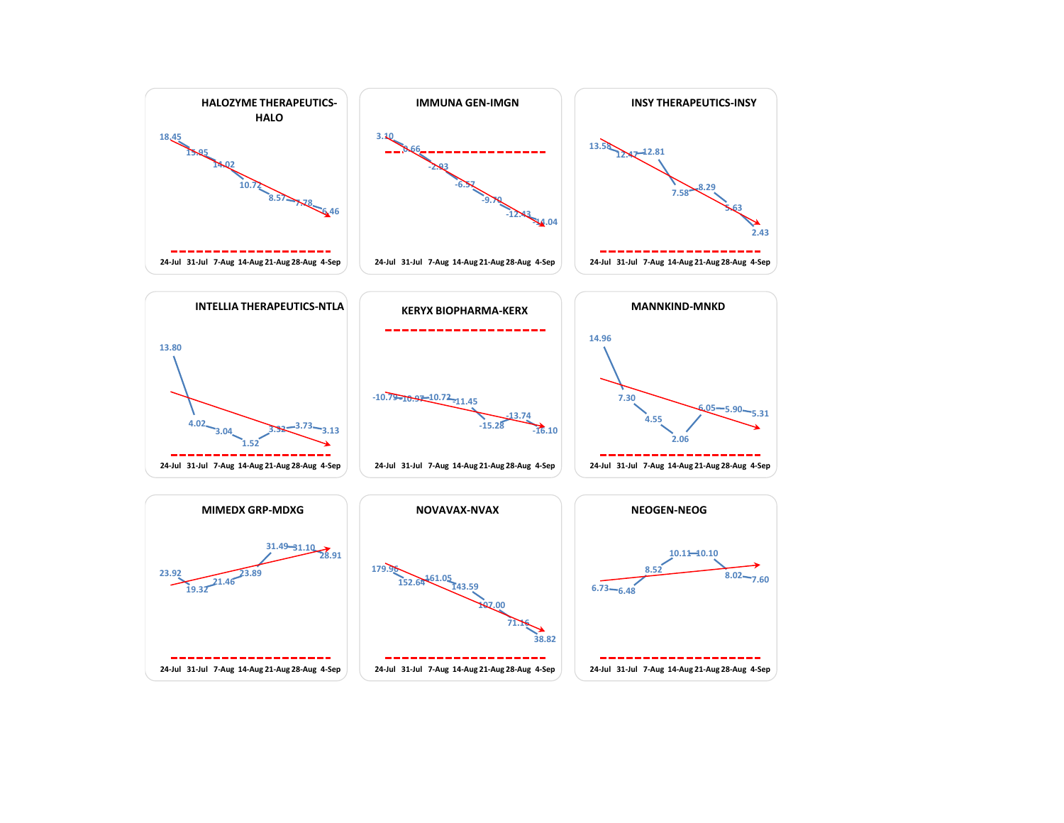### HALOZYME THERAPEUTICS-HALO

| 24-Jul | 31-Jul | 7-Aug | 14-Aug | 21-Aug | 28-Aug | 4-Sep |
|---|---|---|---|---|---|---|
| 18.45 | 15.95 | 14.02 | 10.72 | 8.57 | 7.78 | 6.46 |

### IMMUNA GEN-IMGN

| 24-Jul | 31-Jul | 7-Aug | 14-Aug | 21-Aug | 28-Aug | 4-Sep |
|---|---|---|---|---|---|---|
| 3.10 | 0.66 | -2.93 | -6.57 | -9.70 | -12.43 | -14.04 |

### INSY THERAPEUTICS-INSY

| 24-Jul | 31-Jul | 7-Aug | 14-Aug | 21-Aug | 28-Aug | 4-Sep |
|---|---|---|---|---|---|---|
| 13.58 | 12.47 | 12.81 | 7.58 | 8.29 | 5.63 | 2.43 |

### INTELLIA THERAPEUTICS-NTLA

| 24-Jul | 31-Jul | 7-Aug | 14-Aug | 21-Aug | 28-Aug | 4-Sep |
|---|---|---|---|---|---|---|
| 13.80 | 4.02 | 3.04 | 1.52 | 3.32 | 3.73 | 3.13 |

### KERYX BIOPHARMA-KERX

| 24-Jul | 31-Jul | 7-Aug | 14-Aug | 21-Aug | 28-Aug | 4-Sep |
|---|---|---|---|---|---|---|
| -10.79 | -10.97 | -10.72 | -11.45 | -15.28 | -13.74 | -16.10 |

### MANNKIND-MNKD

| 24-Jul | 31-Jul | 7-Aug | 14-Aug | 21-Aug | 28-Aug | 4-Sep |
|---|---|---|---|---|---|---|
| 14.96 | 7.30 | 4.55 | 2.06 | 6.05 | 5.90 | 5.31 |

### MIMEDX GRP-MDXG

| 24-Jul | 31-Jul | 7-Aug | 14-Aug | 21-Aug | 28-Aug | 4-Sep |
|---|---|---|---|---|---|---|
| 23.92 | 19.32 | 21.46 | 23.89 | 31.49 | 31.10 | 28.91 |

### NOVAVAX-NVAX

| 24-Jul | 31-Jul | 7-Aug | 14-Aug | 21-Aug | 28-Aug | 4-Sep |
|---|---|---|---|---|---|---|
| 179.96 | 152.64 | 161.05 | 143.59 | 107.00 | 71.16 | 38.82 |

### NEOGEN-NEOG

| 24-Jul | 31-Jul | 7-Aug | 14-Aug | 21-Aug | 28-Aug | 4-Sep |
|---|---|---|---|---|---|---|
| 6.73 | 6.48 | 8.52 | 10.11 | 10.10 | 8.02 | 7.60 |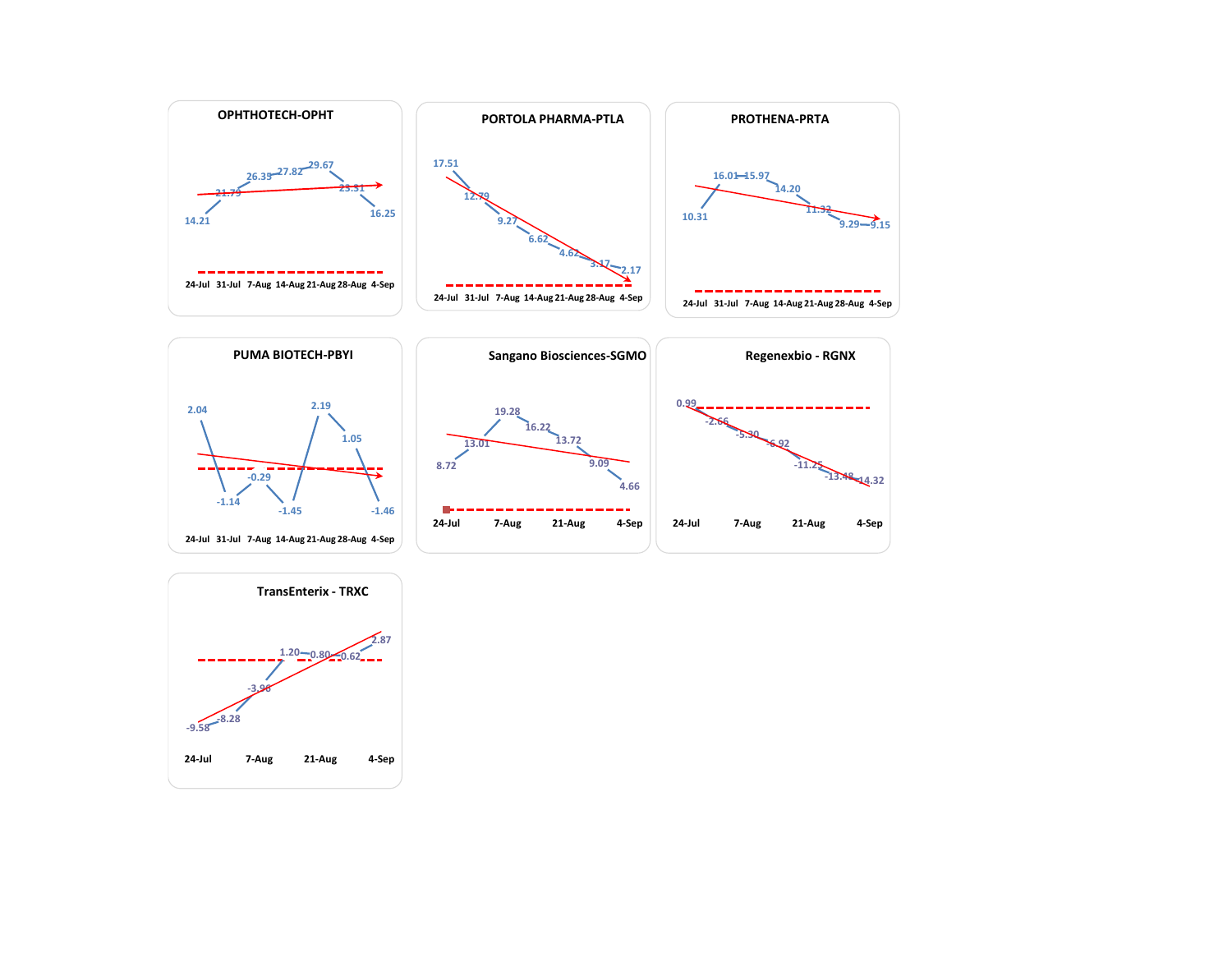OPHTHOTECH-OPHT

14.21
21.79
26.33
27.82
29.67
23.31
16.25

24-Jul 31-Jul 7-Aug 14-Aug 21-Aug 28-Aug 4-Sep

PORTOLA PHARMA-PTLA

17.51
12.79
9.27
6.62
4.62
3.17
2.17

24-Jul 31-Jul 7-Aug 14-Aug 21-Aug 28-Aug 4-Sep

PROTHENA-PRTA

10.31
16.01
15.97
14.20
11.32
9.29
9.15

24-Jul 31-Jul 7-Aug 14-Aug 21-Aug 28-Aug 4-Sep

PUMA BIOTECH-PBYI

2.04
-1.14
-0.29
-1.45
2.19
1.05
-1.46

24-Jul 31-Jul 7-Aug 14-Aug 21-Aug 28-Aug 4-Sep

Sangano Biosciences-SGMO

8.72
13.01
19.28
16.22
13.72
9.09
4.66

24-Jul 7-Aug 21-Aug 4-Sep

Regenexbio - RGNX

0.99
-2.66
-5.30
-6.92
-11.25
-13.48
-14.32

24-Jul 7-Aug 21-Aug 4-Sep

TransEnterix - TRXC

-9.58
-8.28
-3.96
1.20
0.80
0.62
2.87

24-Jul 7-Aug 21-Aug 4-Sep